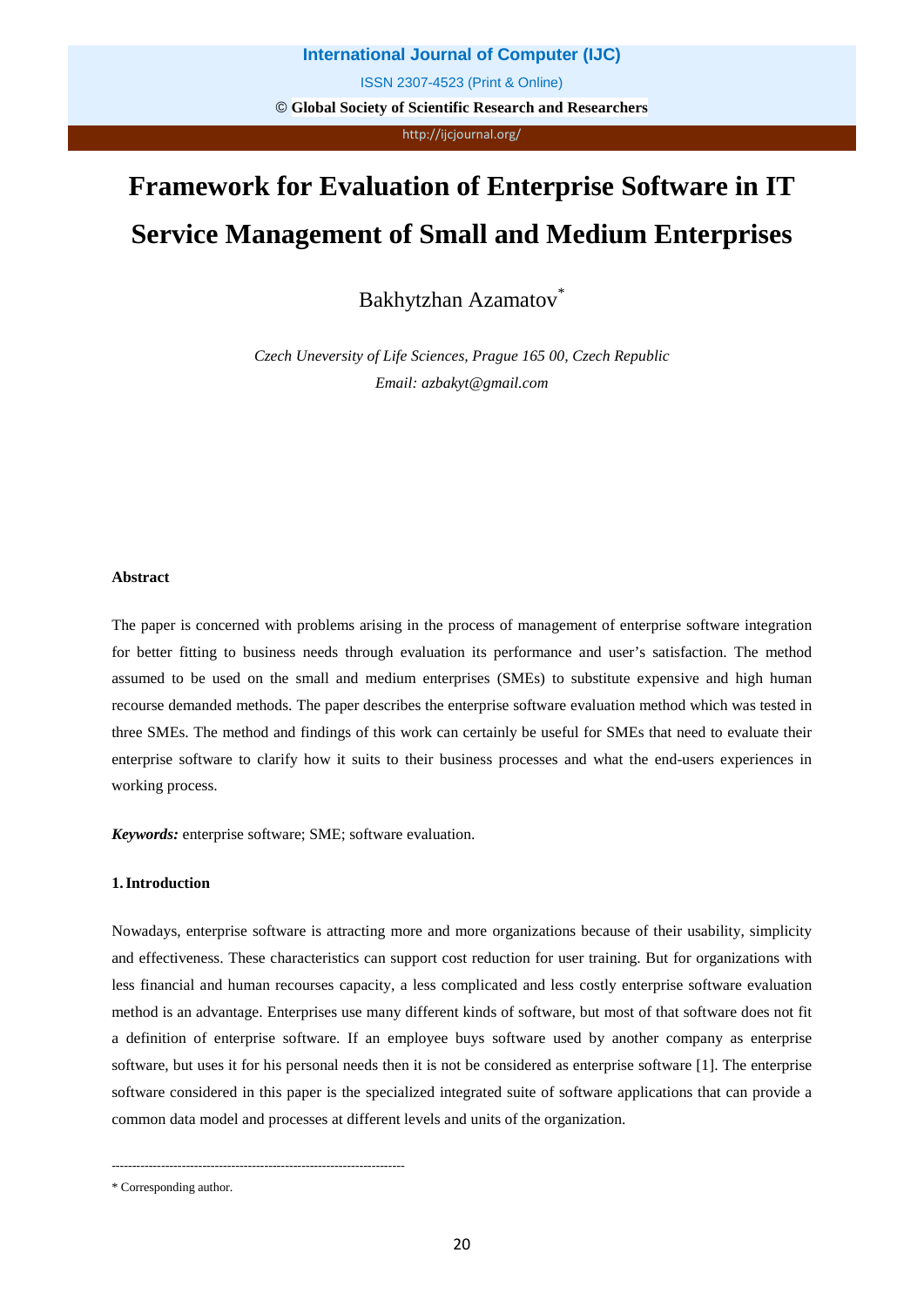# Framework for Evaluation of Enterprise Software in IT Service Management of Small and Medium Enterprises

Bakhytzhan Azamatov*

*Czech Uneversity of Life Sciences, Prague 165 00, Czech Republic*
*Email: azbakyt@gmail.com*

**Abstract**

The paper is concerned with problems arising in the process of management of enterprise software integration for better fitting to business needs through evaluation its performance and user's satisfaction. The method assumed to be used on the small and medium enterprises (SMEs) to substitute expensive and high human recourse demanded methods. The paper describes the enterprise software evaluation method which was tested in three SMEs. The method and findings of this work can certainly be useful for SMEs that need to evaluate their enterprise software to clarify how it suits to their business processes and what the end-users experiences in working process.

***Keywords:*** enterprise software; SME; software evaluation.

## 1. Introduction

Nowadays, enterprise software is attracting more and more organizations because of their usability, simplicity and effectiveness. These characteristics can support cost reduction for user training. But for organizations with less financial and human recourses capacity, a less complicated and less costly enterprise software evaluation method is an advantage. Enterprises use many different kinds of software, but most of that software does not fit a definition of enterprise software. If an employee buys software used by another company as enterprise software, but uses it for his personal needs then it is not be considered as enterprise software [1]. The enterprise software considered in this paper is the specialized integrated suite of software applications that can provide a common data model and processes at different levels and units of the organization.

------------------------------------------------------------------------

* Corresponding author.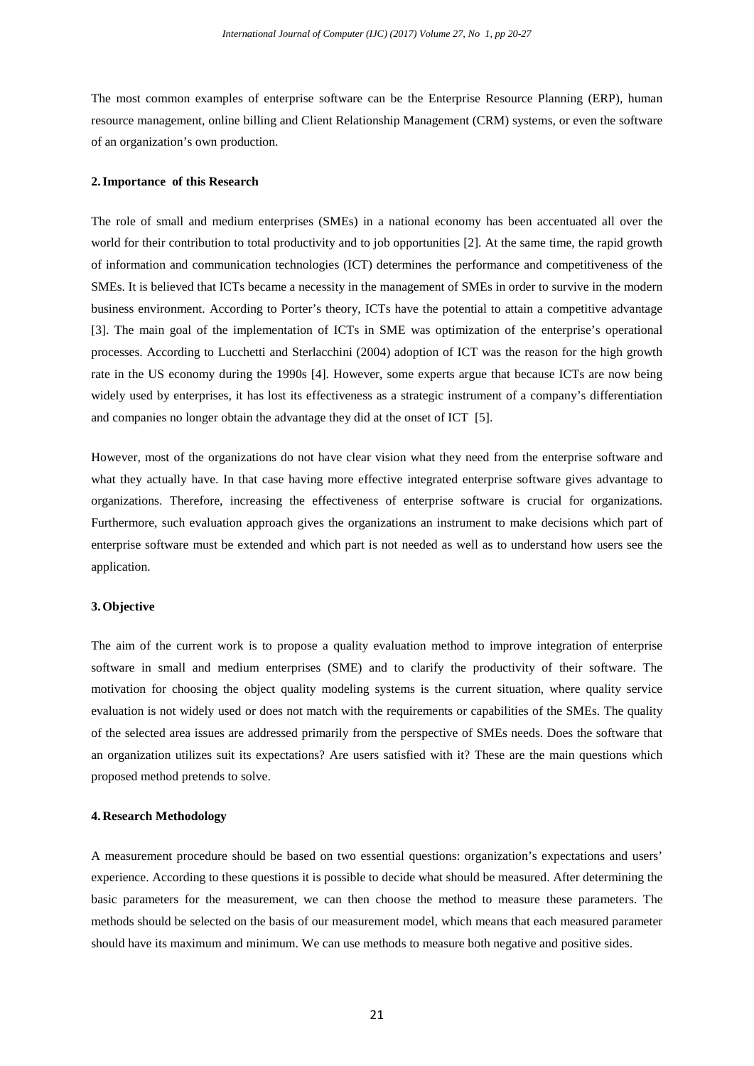The most common examples of enterprise software can be the Enterprise Resource Planning (ERP), human resource management, online billing and Client Relationship Management (CRM) systems, or even the software of an organization's own production.

## 2. Importance of this Research

The role of small and medium enterprises (SMEs) in a national economy has been accentuated all over the world for their contribution to total productivity and to job opportunities [2]. At the same time, the rapid growth of information and communication technologies (ICT) determines the performance and competitiveness of the SMEs. It is believed that ICTs became a necessity in the management of SMEs in order to survive in the modern business environment. According to Porter's theory, ICTs have the potential to attain a competitive advantage [3]. The main goal of the implementation of ICTs in SME was optimization of the enterprise's operational processes. According to Lucchetti and Sterlacchini (2004) adoption of ICT was the reason for the high growth rate in the US economy during the 1990s [4]. However, some experts argue that because ICTs are now being widely used by enterprises, it has lost its effectiveness as a strategic instrument of a company's differentiation and companies no longer obtain the advantage they did at the onset of ICT [5].

However, most of the organizations do not have clear vision what they need from the enterprise software and what they actually have. In that case having more effective integrated enterprise software gives advantage to organizations. Therefore, increasing the effectiveness of enterprise software is crucial for organizations. Furthermore, such evaluation approach gives the organizations an instrument to make decisions which part of enterprise software must be extended and which part is not needed as well as to understand how users see the application.

## 3. Objective

The aim of the current work is to propose a quality evaluation method to improve integration of enterprise software in small and medium enterprises (SME) and to clarify the productivity of their software. The motivation for choosing the object quality modeling systems is the current situation, where quality service evaluation is not widely used or does not match with the requirements or capabilities of the SMEs. The quality of the selected area issues are addressed primarily from the perspective of SMEs needs. Does the software that an organization utilizes suit its expectations? Are users satisfied with it? These are the main questions which proposed method pretends to solve.

## 4. Research Methodology

A measurement procedure should be based on two essential questions: organization's expectations and users' experience. According to these questions it is possible to decide what should be measured. After determining the basic parameters for the measurement, we can then choose the method to measure these parameters. The methods should be selected on the basis of our measurement model, which means that each measured parameter should have its maximum and minimum. We can use methods to measure both negative and positive sides.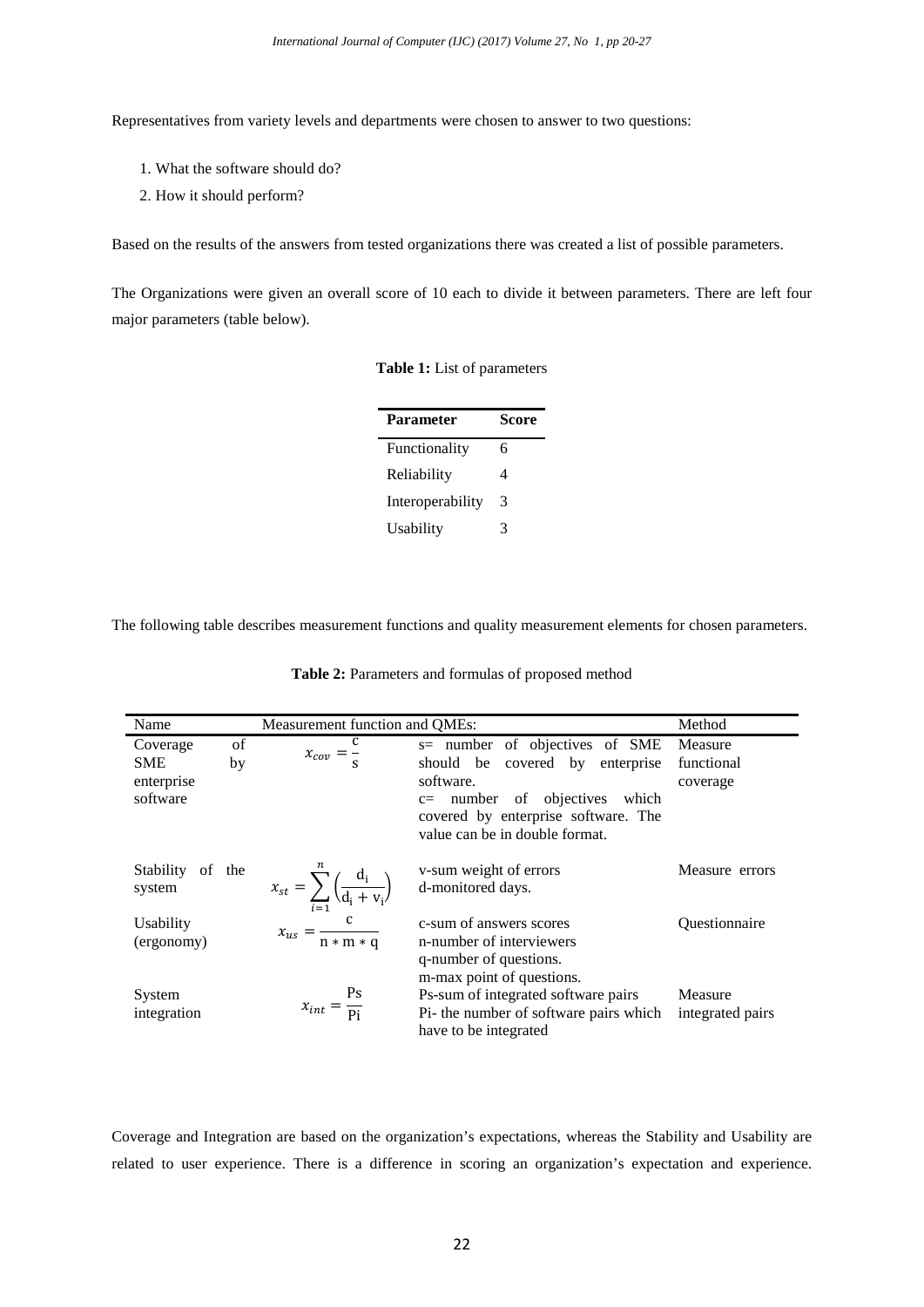Representatives from variety levels and departments were chosen to answer to two questions:

1. What the software should do?
2. How it should perform?

Based on the results of the answers from tested organizations there was created a list of possible parameters.

The Organizations were given an overall score of 10 each to divide it between parameters. There are left four major parameters (table below).

**Table 1:** List of parameters

| Parameter | Score |
|---|---|
| Functionality | 6 |
| Reliability | 4 |
| Interoperability | 3 |
| Usability | 3 |

The following table describes measurement functions and quality measurement elements for chosen parameters.

**Table 2:** Parameters and formulas of proposed method

| Name | Measurement function and QMEs: | | Method |
|---|---|---|---|
| Coverage of SME by enterprise software | $x_{cov} = \frac{c}{s}$ | s= number of objectives of SME should be covered by enterprise software. c= number of objectives which covered by enterprise software. The value can be in double format. | Measure functional coverage |
| Stability of the system | $x_{st} = \sum_{i=1}^{n} \left( \frac{d_i}{d_i + v_i} \right)$ | v-sum weight of errors d-monitored days. | Measure errors |
| Usability (ergonomy) | $x_{us} = \frac{c}{n * m * q}$ | c-sum of answers scores n-number of interviewers q-number of questions. m-max point of questions. | Questionnaire |
| System integration | $x_{int} = \frac{Ps}{Pi}$ | Ps-sum of integrated software pairs Pi- the number of software pairs which have to be integrated | Measure integrated pairs |

Coverage and Integration are based on the organization's expectations, whereas the Stability and Usability are related to user experience. There is a difference in scoring an organization's expectation and experience.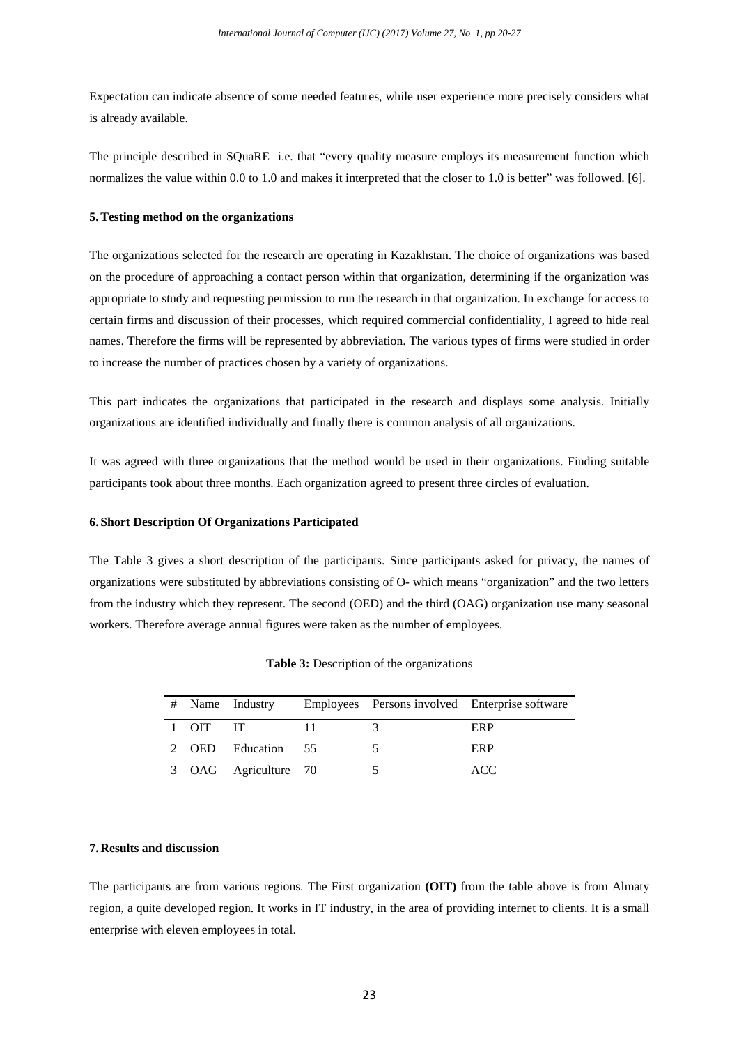Expectation can indicate absence of some needed features, while user experience more precisely considers what is already available.

The principle described in SQuaRE i.e. that "every quality measure employs its measurement function which normalizes the value within 0.0 to 1.0 and makes it interpreted that the closer to 1.0 is better" was followed. [6].

## 5. Testing method on the organizations

The organizations selected for the research are operating in Kazakhstan. The choice of organizations was based on the procedure of approaching a contact person within that organization, determining if the organization was appropriate to study and requesting permission to run the research in that organization. In exchange for access to certain firms and discussion of their processes, which required commercial confidentiality, I agreed to hide real names. Therefore the firms will be represented by abbreviation. The various types of firms were studied in order to increase the number of practices chosen by a variety of organizations.

This part indicates the organizations that participated in the research and displays some analysis. Initially organizations are identified individually and finally there is common analysis of all organizations.

It was agreed with three organizations that the method would be used in their organizations. Finding suitable participants took about three months. Each organization agreed to present three circles of evaluation.

## 6. Short Description Of Organizations Participated

The Table 3 gives a short description of the participants. Since participants asked for privacy, the names of organizations were substituted by abbreviations consisting of O- which means "organization" and the two letters from the industry which they represent. The second (OED) and the third (OAG) organization use many seasonal workers. Therefore average annual figures were taken as the number of employees.

**Table 3:** Description of the organizations

| # | Name | Industry | Employees | Persons involved | Enterprise software |
|---|---|---|---|---|---|
| 1 | OIT | IT | 11 | 3 | ERP |
| 2 | OED | Education | 55 | 5 | ERP |
| 3 | OAG | Agriculture | 70 | 5 | ACC |

## 7. Results and discussion

The participants are from various regions. The First organization **(OIT)** from the table above is from Almaty region, a quite developed region. It works in IT industry, in the area of providing internet to clients. It is a small enterprise with eleven employees in total.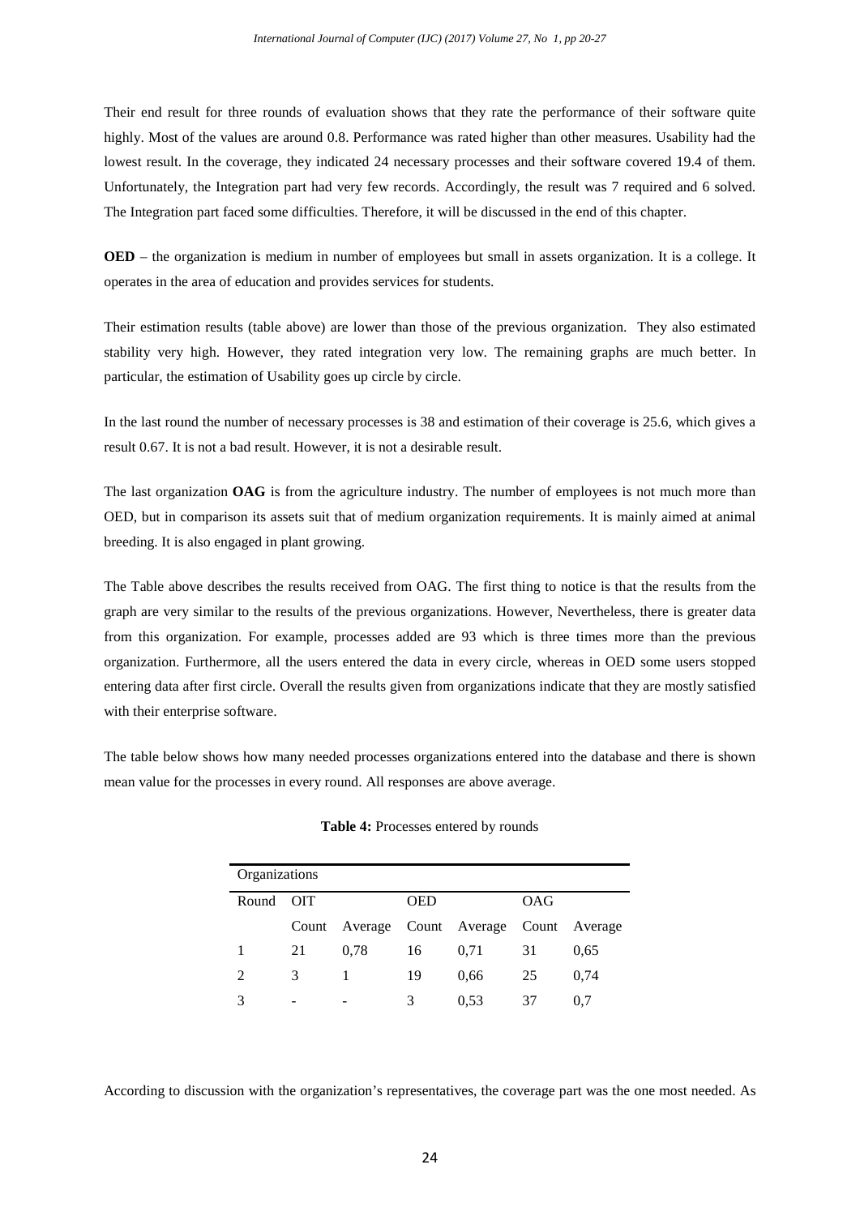Their end result for three rounds of evaluation shows that they rate the performance of their software quite highly. Most of the values are around 0.8. Performance was rated higher than other measures. Usability had the lowest result. In the coverage, they indicated 24 necessary processes and their software covered 19.4 of them. Unfortunately, the Integration part had very few records. Accordingly, the result was 7 required and 6 solved. The Integration part faced some difficulties. Therefore, it will be discussed in the end of this chapter.

**OED** – the organization is medium in number of employees but small in assets organization. It is a college. It operates in the area of education and provides services for students.

Their estimation results (table above) are lower than those of the previous organization. They also estimated stability very high. However, they rated integration very low. The remaining graphs are much better. In particular, the estimation of Usability goes up circle by circle.

In the last round the number of necessary processes is 38 and estimation of their coverage is 25.6, which gives a result 0.67. It is not a bad result. However, it is not a desirable result.

The last organization **OAG** is from the agriculture industry. The number of employees is not much more than OED, but in comparison its assets suit that of medium organization requirements. It is mainly aimed at animal breeding. It is also engaged in plant growing.

The Table above describes the results received from OAG. The first thing to notice is that the results from the graph are very similar to the results of the previous organizations. However, Nevertheless, there is greater data from this organization. For example, processes added are 93 which is three times more than the previous organization. Furthermore, all the users entered the data in every circle, whereas in OED some users stopped entering data after first circle. Overall the results given from organizations indicate that they are mostly satisfied with their enterprise software.

The table below shows how many needed processes organizations entered into the database and there is shown mean value for the processes in every round. All responses are above average.

**Table 4:** Processes entered by rounds

| Organizations | | | | | | |
|---|---|---|---|---|---|---|
| Round | OIT | | OED | | OAG | |
| | Count | Average | Count | Average | Count | Average |
| 1 | 21 | 0,78 | 16 | 0,71 | 31 | 0,65 |
| 2 | 3 | 1 | 19 | 0,66 | 25 | 0,74 |
| 3 | - | - | 3 | 0,53 | 37 | 0,7 |

According to discussion with the organization's representatives, the coverage part was the one most needed. As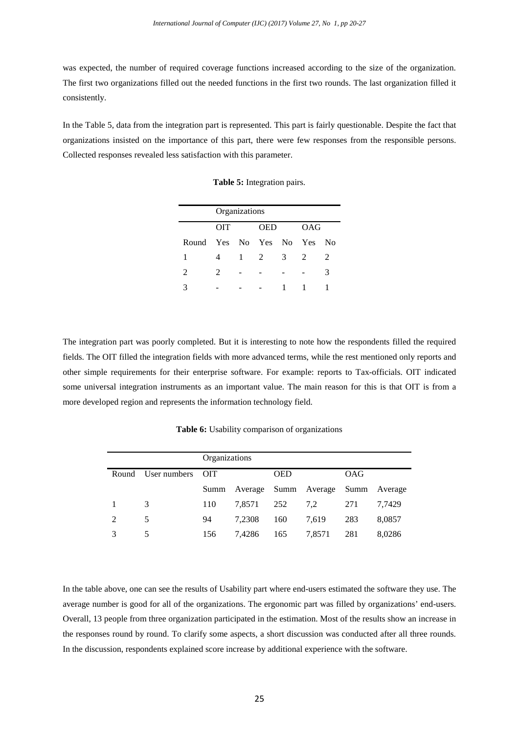was expected, the number of required coverage functions increased according to the size of the organization. The first two organizations filled out the needed functions in the first two rounds. The last organization filled it consistently.

In the Table 5, data from the integration part is represented. This part is fairly questionable. Despite the fact that organizations insisted on the importance of this part, there were few responses from the responsible persons. Collected responses revealed less satisfaction with this parameter.

**Table 5:** Integration pairs.

| | Organizations | | | | | |
|---|---|---|---|---|---|---|
| | OIT | | OED | | OAG | |
| Round | Yes | No | Yes | No | Yes | No |
| 1 | 4 | 1 | 2 | 3 | 2 | 2 |
| 2 | 2 | - | - | - | - | 3 |
| 3 | - | - | - | 1 | 1 | 1 |

The integration part was poorly completed. But it is interesting to note how the respondents filled the required fields. The OIT filled the integration fields with more advanced terms, while the rest mentioned only reports and other simple requirements for their enterprise software. For example: reports to Tax-officials. OIT indicated some universal integration instruments as an important value. The main reason for this is that OIT is from a more developed region and represents the information technology field.

**Table 6:** Usability comparison of organizations

| | | Organizations | | | | | |
|---|---|---|---|---|---|---|---|
| Round | User numbers | OIT | | OED | | OAG | |
| | | Summ | Average | Summ | Average | Summ | Average |
| 1 | 3 | 110 | 7,8571 | 252 | 7,2 | 271 | 7,7429 |
| 2 | 5 | 94 | 7,2308 | 160 | 7,619 | 283 | 8,0857 |
| 3 | 5 | 156 | 7,4286 | 165 | 7,8571 | 281 | 8,0286 |

In the table above, one can see the results of Usability part where end-users estimated the software they use. The average number is good for all of the organizations. The ergonomic part was filled by organizations' end-users. Overall, 13 people from three organization participated in the estimation. Most of the results show an increase in the responses round by round. To clarify some aspects, a short discussion was conducted after all three rounds. In the discussion, respondents explained score increase by additional experience with the software.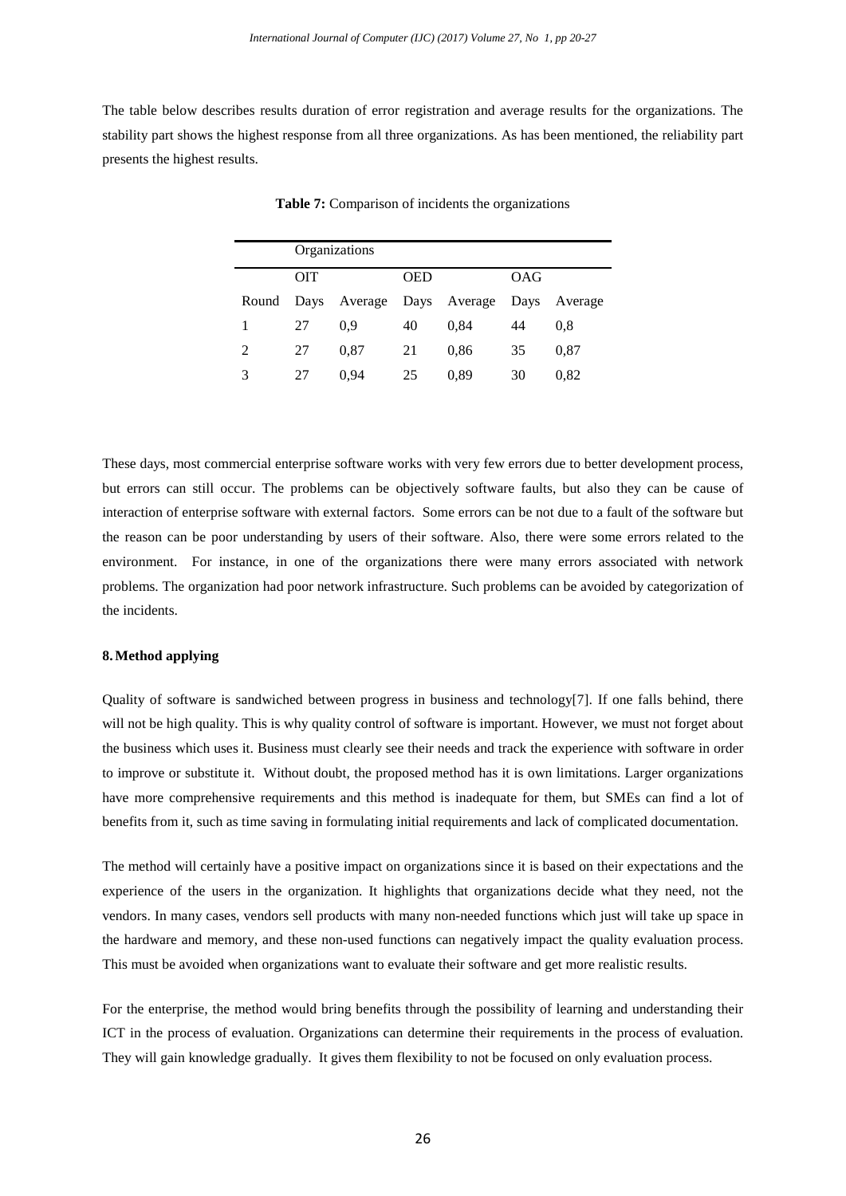The table below describes results duration of error registration and average results for the organizations. The stability part shows the highest response from all three organizations. As has been mentioned, the reliability part presents the highest results.

**Table 7:** Comparison of incidents the organizations

| | Organizations | | | | | |
|---|---|---|---|---|---|---|
| | OIT | | OED | | OAG | |
| Round | Days | Average | Days | Average | Days | Average |
| 1 | 27 | 0,9 | 40 | 0,84 | 44 | 0,8 |
| 2 | 27 | 0,87 | 21 | 0,86 | 35 | 0,87 |
| 3 | 27 | 0,94 | 25 | 0,89 | 30 | 0,82 |

These days, most commercial enterprise software works with very few errors due to better development process, but errors can still occur. The problems can be objectively software faults, but also they can be cause of interaction of enterprise software with external factors. Some errors can be not due to a fault of the software but the reason can be poor understanding by users of their software. Also, there were some errors related to the environment. For instance, in one of the organizations there were many errors associated with network problems. The organization had poor network infrastructure. Such problems can be avoided by categorization of the incidents.

## 8. Method applying

Quality of software is sandwiched between progress in business and technology[7]. If one falls behind, there will not be high quality. This is why quality control of software is important. However, we must not forget about the business which uses it. Business must clearly see their needs and track the experience with software in order to improve or substitute it. Without doubt, the proposed method has it is own limitations. Larger organizations have more comprehensive requirements and this method is inadequate for them, but SMEs can find a lot of benefits from it, such as time saving in formulating initial requirements and lack of complicated documentation.

The method will certainly have a positive impact on organizations since it is based on their expectations and the experience of the users in the organization. It highlights that organizations decide what they need, not the vendors. In many cases, vendors sell products with many non-needed functions which just will take up space in the hardware and memory, and these non-used functions can negatively impact the quality evaluation process. This must be avoided when organizations want to evaluate their software and get more realistic results.

For the enterprise, the method would bring benefits through the possibility of learning and understanding their ICT in the process of evaluation. Organizations can determine their requirements in the process of evaluation. They will gain knowledge gradually. It gives them flexibility to not be focused on only evaluation process.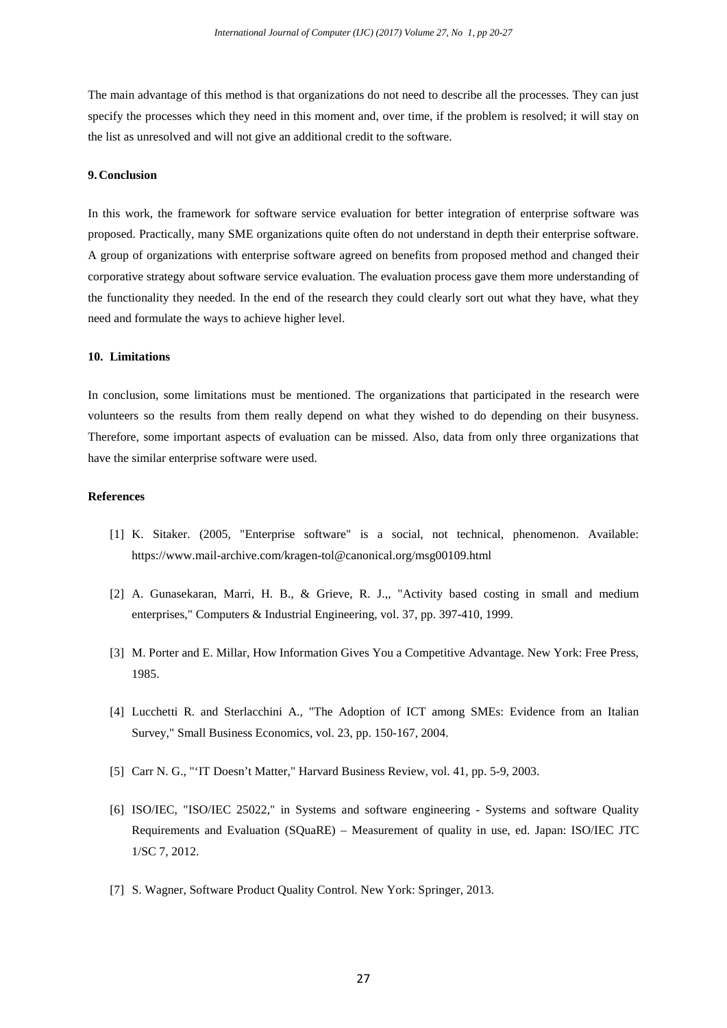The main advantage of this method is that organizations do not need to describe all the processes. They can just specify the processes which they need in this moment and, over time, if the problem is resolved; it will stay on the list as unresolved and will not give an additional credit to the software.

## 9. Conclusion

In this work, the framework for software service evaluation for better integration of enterprise software was proposed. Practically, many SME organizations quite often do not understand in depth their enterprise software. A group of organizations with enterprise software agreed on benefits from proposed method and changed their corporative strategy about software service evaluation. The evaluation process gave them more understanding of the functionality they needed. In the end of the research they could clearly sort out what they have, what they need and formulate the ways to achieve higher level.

## 10. Limitations

In conclusion, some limitations must be mentioned. The organizations that participated in the research were volunteers so the results from them really depend on what they wished to do depending on their busyness. Therefore, some important aspects of evaluation can be missed. Also, data from only three organizations that have the similar enterprise software were used.

## References

[1] K. Sitaker. (2005, "Enterprise software" is a social, not technical, phenomenon. Available: https://www.mail-archive.com/kragen-tol@canonical.org/msg00109.html

[2] A. Gunasekaran, Marri, H. B., & Grieve, R. J.,, "Activity based costing in small and medium enterprises," Computers & Industrial Engineering, vol. 37, pp. 397-410, 1999.

[3] M. Porter and E. Millar, How Information Gives You a Competitive Advantage. New York: Free Press, 1985.

[4] Lucchetti R. and Sterlacchini A., "The Adoption of ICT among SMEs: Evidence from an Italian Survey," Small Business Economics, vol. 23, pp. 150-167, 2004.

[5] Carr N. G., "'IT Doesn't Matter," Harvard Business Review, vol. 41, pp. 5-9, 2003.

[6] ISO/IEC, "ISO/IEC 25022," in Systems and software engineering - Systems and software Quality Requirements and Evaluation (SQuaRE) – Measurement of quality in use, ed. Japan: ISO/IEC JTC 1/SC 7, 2012.

[7] S. Wagner, Software Product Quality Control. New York: Springer, 2013.